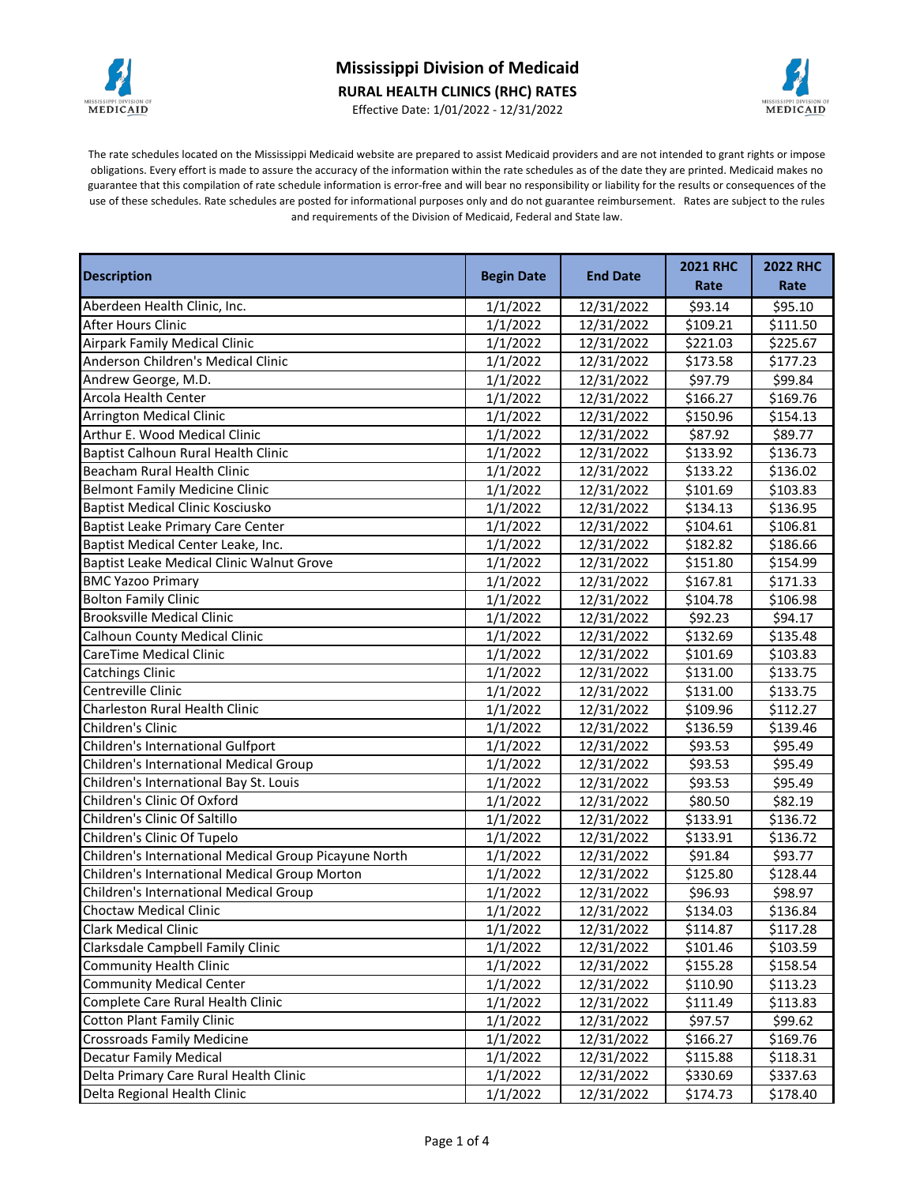# Mississippi Division of Medicaid

## RURAL HEALTH CLINICS (RHC) RATES

Effective Date: 1/01/2022 - 12/31/2022

The rate schedules located on the Mississippi Medicaid website are prepared to assist Medicaid providers and are not intended to grant rights or impose obligations. Every effort is made to assure the accuracy of the information within the rate schedules as of the date they are printed. Medicaid makes no guarantee that this compilation of rate schedule information is error-free and will bear no responsibility or liability for the results or consequences of the use of these schedules. Rate schedules are posted for informational purposes only and do not guarantee reimbursement. Rates are subject to the rules and requirements of the Division of Medicaid, Federal and State law.

| Description | Begin Date | End Date | 2021 RHC Rate | 2022 RHC Rate |
|---|---|---|---|---|
| Aberdeen Health Clinic, Inc. | 1/1/2022 | 12/31/2022 | $93.14 | $95.10 |
| After Hours Clinic | 1/1/2022 | 12/31/2022 | $109.21 | $111.50 |
| Airpark Family Medical Clinic | 1/1/2022 | 12/31/2022 | $221.03 | $225.67 |
| Anderson Children's Medical Clinic | 1/1/2022 | 12/31/2022 | $173.58 | $177.23 |
| Andrew George, M.D. | 1/1/2022 | 12/31/2022 | $97.79 | $99.84 |
| Arcola Health Center | 1/1/2022 | 12/31/2022 | $166.27 | $169.76 |
| Arrington Medical Clinic | 1/1/2022 | 12/31/2022 | $150.96 | $154.13 |
| Arthur E. Wood Medical Clinic | 1/1/2022 | 12/31/2022 | $87.92 | $89.77 |
| Baptist Calhoun Rural Health Clinic | 1/1/2022 | 12/31/2022 | $133.92 | $136.73 |
| Beacham Rural Health Clinic | 1/1/2022 | 12/31/2022 | $133.22 | $136.02 |
| Belmont Family Medicine Clinic | 1/1/2022 | 12/31/2022 | $101.69 | $103.83 |
| Baptist Medical Clinic Kosciusko | 1/1/2022 | 12/31/2022 | $134.13 | $136.95 |
| Baptist Leake Primary Care Center | 1/1/2022 | 12/31/2022 | $104.61 | $106.81 |
| Baptist Medical Center Leake, Inc. | 1/1/2022 | 12/31/2022 | $182.82 | $186.66 |
| Baptist Leake Medical Clinic Walnut Grove | 1/1/2022 | 12/31/2022 | $151.80 | $154.99 |
| BMC Yazoo Primary | 1/1/2022 | 12/31/2022 | $167.81 | $171.33 |
| Bolton Family Clinic | 1/1/2022 | 12/31/2022 | $104.78 | $106.98 |
| Brooksville Medical Clinic | 1/1/2022 | 12/31/2022 | $92.23 | $94.17 |
| Calhoun County Medical Clinic | 1/1/2022 | 12/31/2022 | $132.69 | $135.48 |
| CareTime Medical Clinic | 1/1/2022 | 12/31/2022 | $101.69 | $103.83 |
| Catchings Clinic | 1/1/2022 | 12/31/2022 | $131.00 | $133.75 |
| Centreville Clinic | 1/1/2022 | 12/31/2022 | $131.00 | $133.75 |
| Charleston Rural Health Clinic | 1/1/2022 | 12/31/2022 | $109.96 | $112.27 |
| Children's Clinic | 1/1/2022 | 12/31/2022 | $136.59 | $139.46 |
| Children's International Gulfport | 1/1/2022 | 12/31/2022 | $93.53 | $95.49 |
| Children's International Medical Group | 1/1/2022 | 12/31/2022 | $93.53 | $95.49 |
| Children's International Bay St. Louis | 1/1/2022 | 12/31/2022 | $93.53 | $95.49 |
| Children's Clinic Of Oxford | 1/1/2022 | 12/31/2022 | $80.50 | $82.19 |
| Children's Clinic Of Saltillo | 1/1/2022 | 12/31/2022 | $133.91 | $136.72 |
| Children's Clinic Of Tupelo | 1/1/2022 | 12/31/2022 | $133.91 | $136.72 |
| Children's International Medical Group Picayune North | 1/1/2022 | 12/31/2022 | $91.84 | $93.77 |
| Children's International Medical Group Morton | 1/1/2022 | 12/31/2022 | $125.80 | $128.44 |
| Children's International Medical Group | 1/1/2022 | 12/31/2022 | $96.93 | $98.97 |
| Choctaw Medical Clinic | 1/1/2022 | 12/31/2022 | $134.03 | $136.84 |
| Clark Medical Clinic | 1/1/2022 | 12/31/2022 | $114.87 | $117.28 |
| Clarksdale Campbell Family Clinic | 1/1/2022 | 12/31/2022 | $101.46 | $103.59 |
| Community Health Clinic | 1/1/2022 | 12/31/2022 | $155.28 | $158.54 |
| Community Medical Center | 1/1/2022 | 12/31/2022 | $110.90 | $113.23 |
| Complete Care Rural Health Clinic | 1/1/2022 | 12/31/2022 | $111.49 | $113.83 |
| Cotton Plant Family Clinic | 1/1/2022 | 12/31/2022 | $97.57 | $99.62 |
| Crossroads Family Medicine | 1/1/2022 | 12/31/2022 | $166.27 | $169.76 |
| Decatur Family Medical | 1/1/2022 | 12/31/2022 | $115.88 | $118.31 |
| Delta Primary Care Rural Health Clinic | 1/1/2022 | 12/31/2022 | $330.69 | $337.63 |
| Delta Regional Health Clinic | 1/1/2022 | 12/31/2022 | $174.73 | $178.40 |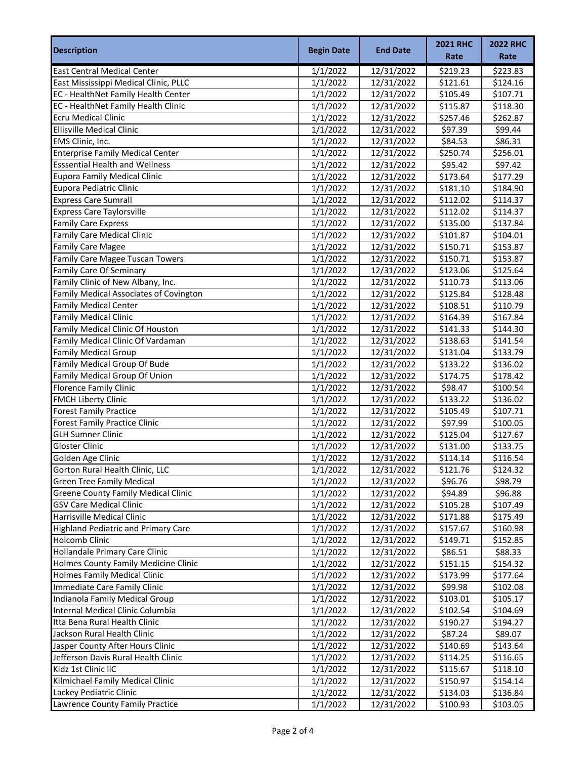| Description | Begin Date | End Date | 2021 RHC Rate | 2022 RHC Rate |
|---|---|---|---|---|
| East Central Medical Center | 1/1/2022 | 12/31/2022 | $219.23 | $223.83 |
| East Mississippi Medical Clinic, PLLC | 1/1/2022 | 12/31/2022 | $121.61 | $124.16 |
| EC - HealthNet Family Health Center | 1/1/2022 | 12/31/2022 | $105.49 | $107.71 |
| EC - HealthNet Family Health Clinic | 1/1/2022 | 12/31/2022 | $115.87 | $118.30 |
| Ecru Medical Clinic | 1/1/2022 | 12/31/2022 | $257.46 | $262.87 |
| Ellisville Medical Clinic | 1/1/2022 | 12/31/2022 | $97.39 | $99.44 |
| EMS Clinic, Inc. | 1/1/2022 | 12/31/2022 | $84.53 | $86.31 |
| Enterprise Family Medical Center | 1/1/2022 | 12/31/2022 | $250.74 | $256.01 |
| Esssential Health and Wellness | 1/1/2022 | 12/31/2022 | $95.42 | $97.42 |
| Eupora Family Medical Clinic | 1/1/2022 | 12/31/2022 | $173.64 | $177.29 |
| Eupora Pediatric Clinic | 1/1/2022 | 12/31/2022 | $181.10 | $184.90 |
| Express Care Sumrall | 1/1/2022 | 12/31/2022 | $112.02 | $114.37 |
| Express Care Taylorsville | 1/1/2022 | 12/31/2022 | $112.02 | $114.37 |
| Family Care Express | 1/1/2022 | 12/31/2022 | $135.00 | $137.84 |
| Family Care Medical Clinic | 1/1/2022 | 12/31/2022 | $101.87 | $104.01 |
| Family Care Magee | 1/1/2022 | 12/31/2022 | $150.71 | $153.87 |
| Family Care Magee Tuscan Towers | 1/1/2022 | 12/31/2022 | $150.71 | $153.87 |
| Family Care Of Seminary | 1/1/2022 | 12/31/2022 | $123.06 | $125.64 |
| Family Clinic of New Albany, Inc. | 1/1/2022 | 12/31/2022 | $110.73 | $113.06 |
| Family Medical Associates of Covington | 1/1/2022 | 12/31/2022 | $125.84 | $128.48 |
| Family Medical Center | 1/1/2022 | 12/31/2022 | $108.51 | $110.79 |
| Family Medical Clinic | 1/1/2022 | 12/31/2022 | $164.39 | $167.84 |
| Family Medical Clinic Of Houston | 1/1/2022 | 12/31/2022 | $141.33 | $144.30 |
| Family Medical Clinic Of Vardaman | 1/1/2022 | 12/31/2022 | $138.63 | $141.54 |
| Family Medical Group | 1/1/2022 | 12/31/2022 | $131.04 | $133.79 |
| Family Medical Group Of Bude | 1/1/2022 | 12/31/2022 | $133.22 | $136.02 |
| Family Medical Group Of Union | 1/1/2022 | 12/31/2022 | $174.75 | $178.42 |
| Florence Family Clinic | 1/1/2022 | 12/31/2022 | $98.47 | $100.54 |
| FMCH Liberty Clinic | 1/1/2022 | 12/31/2022 | $133.22 | $136.02 |
| Forest Family Practice | 1/1/2022 | 12/31/2022 | $105.49 | $107.71 |
| Forest Family Practice Clinic | 1/1/2022 | 12/31/2022 | $97.99 | $100.05 |
| GLH Sumner Clinic | 1/1/2022 | 12/31/2022 | $125.04 | $127.67 |
| Gloster Clinic | 1/1/2022 | 12/31/2022 | $131.00 | $133.75 |
| Golden Age Clinic | 1/1/2022 | 12/31/2022 | $114.14 | $116.54 |
| Gorton Rural Health Clinic, LLC | 1/1/2022 | 12/31/2022 | $121.76 | $124.32 |
| Green Tree Family Medical | 1/1/2022 | 12/31/2022 | $96.76 | $98.79 |
| Greene County Family Medical Clinic | 1/1/2022 | 12/31/2022 | $94.89 | $96.88 |
| GSV Care Medical Clinic | 1/1/2022 | 12/31/2022 | $105.28 | $107.49 |
| Harrisville Medical Clinic | 1/1/2022 | 12/31/2022 | $171.88 | $175.49 |
| Highland Pediatric and Primary Care | 1/1/2022 | 12/31/2022 | $157.67 | $160.98 |
| Holcomb Clinic | 1/1/2022 | 12/31/2022 | $149.71 | $152.85 |
| Hollandale Primary Care Clinic | 1/1/2022 | 12/31/2022 | $86.51 | $88.33 |
| Holmes County Family Medicine Clinic | 1/1/2022 | 12/31/2022 | $151.15 | $154.32 |
| Holmes Family Medical Clinic | 1/1/2022 | 12/31/2022 | $173.99 | $177.64 |
| Immediate Care Family Clinic | 1/1/2022 | 12/31/2022 | $99.98 | $102.08 |
| Indianola Family Medical Group | 1/1/2022 | 12/31/2022 | $103.01 | $105.17 |
| Internal Medical Clinic Columbia | 1/1/2022 | 12/31/2022 | $102.54 | $104.69 |
| Itta Bena Rural Health Clinic | 1/1/2022 | 12/31/2022 | $190.27 | $194.27 |
| Jackson Rural Health Clinic | 1/1/2022 | 12/31/2022 | $87.24 | $89.07 |
| Jasper County After Hours Clinic | 1/1/2022 | 12/31/2022 | $140.69 | $143.64 |
| Jefferson Davis Rural Health Clinic | 1/1/2022 | 12/31/2022 | $114.25 | $116.65 |
| Kidz 1st Clinic llC | 1/1/2022 | 12/31/2022 | $115.67 | $118.10 |
| Kilmichael Family Medical Clinic | 1/1/2022 | 12/31/2022 | $150.97 | $154.14 |
| Lackey Pediatric Clinic | 1/1/2022 | 12/31/2022 | $134.03 | $136.84 |
| Lawrence County Family Practice | 1/1/2022 | 12/31/2022 | $100.93 | $103.05 |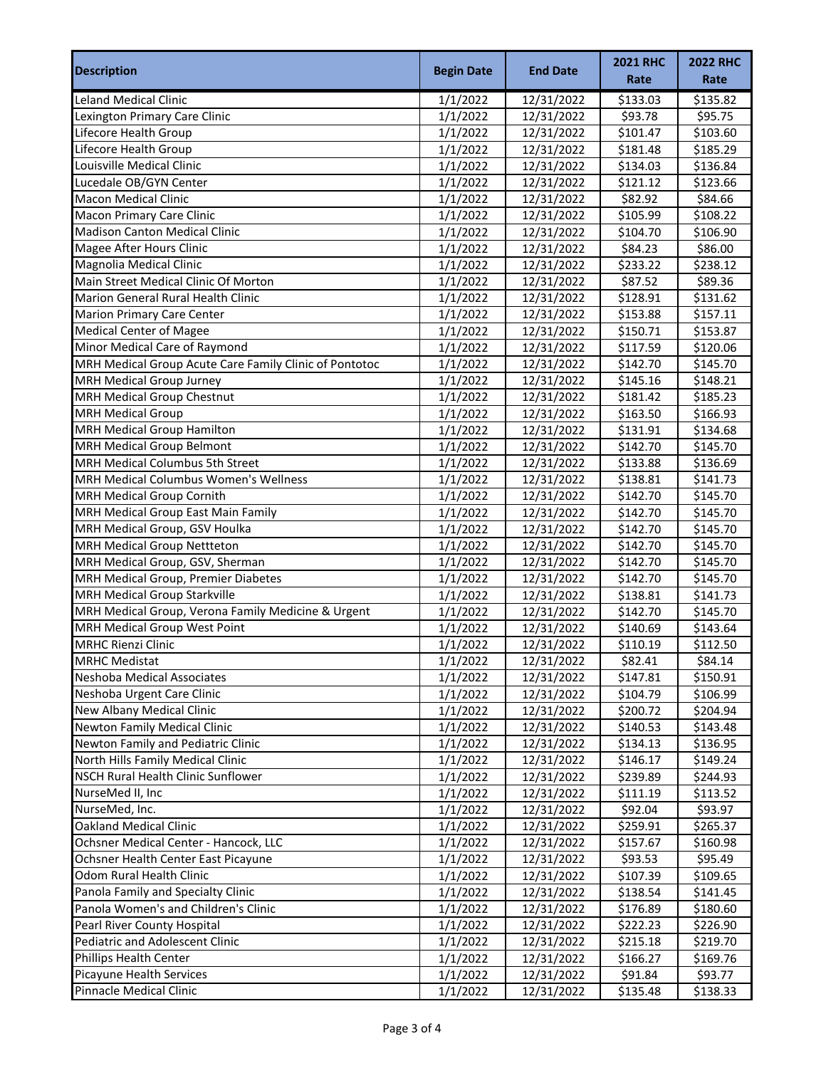| Description | Begin Date | End Date | 2021 RHC Rate | 2022 RHC Rate |
|---|---|---|---|---|
| Leland Medical Clinic | 1/1/2022 | 12/31/2022 | $133.03 | $135.82 |
| Lexington Primary Care Clinic | 1/1/2022 | 12/31/2022 | $93.78 | $95.75 |
| Lifecore Health Group | 1/1/2022 | 12/31/2022 | $101.47 | $103.60 |
| Lifecore Health Group | 1/1/2022 | 12/31/2022 | $181.48 | $185.29 |
| Louisville Medical Clinic | 1/1/2022 | 12/31/2022 | $134.03 | $136.84 |
| Lucedale OB/GYN Center | 1/1/2022 | 12/31/2022 | $121.12 | $123.66 |
| Macon Medical Clinic | 1/1/2022 | 12/31/2022 | $82.92 | $84.66 |
| Macon Primary Care Clinic | 1/1/2022 | 12/31/2022 | $105.99 | $108.22 |
| Madison Canton Medical Clinic | 1/1/2022 | 12/31/2022 | $104.70 | $106.90 |
| Magee After Hours Clinic | 1/1/2022 | 12/31/2022 | $84.23 | $86.00 |
| Magnolia Medical Clinic | 1/1/2022 | 12/31/2022 | $233.22 | $238.12 |
| Main Street Medical Clinic Of Morton | 1/1/2022 | 12/31/2022 | $87.52 | $89.36 |
| Marion General Rural Health Clinic | 1/1/2022 | 12/31/2022 | $128.91 | $131.62 |
| Marion Primary Care Center | 1/1/2022 | 12/31/2022 | $153.88 | $157.11 |
| Medical Center of Magee | 1/1/2022 | 12/31/2022 | $150.71 | $153.87 |
| Minor Medical Care of Raymond | 1/1/2022 | 12/31/2022 | $117.59 | $120.06 |
| MRH Medical Group Acute Care Family Clinic of Pontotoc | 1/1/2022 | 12/31/2022 | $142.70 | $145.70 |
| MRH Medical Group Jurney | 1/1/2022 | 12/31/2022 | $145.16 | $148.21 |
| MRH Medical Group Chestnut | 1/1/2022 | 12/31/2022 | $181.42 | $185.23 |
| MRH Medical Group | 1/1/2022 | 12/31/2022 | $163.50 | $166.93 |
| MRH Medical Group Hamilton | 1/1/2022 | 12/31/2022 | $131.91 | $134.68 |
| MRH Medical Group Belmont | 1/1/2022 | 12/31/2022 | $142.70 | $145.70 |
| MRH Medical Columbus 5th Street | 1/1/2022 | 12/31/2022 | $133.88 | $136.69 |
| MRH Medical Columbus Women's Wellness | 1/1/2022 | 12/31/2022 | $138.81 | $141.73 |
| MRH Medical Group Cornith | 1/1/2022 | 12/31/2022 | $142.70 | $145.70 |
| MRH Medical Group East Main Family | 1/1/2022 | 12/31/2022 | $142.70 | $145.70 |
| MRH Medical Group, GSV Houlka | 1/1/2022 | 12/31/2022 | $142.70 | $145.70 |
| MRH Medical Group Nettteton | 1/1/2022 | 12/31/2022 | $142.70 | $145.70 |
| MRH Medical Group, GSV, Sherman | 1/1/2022 | 12/31/2022 | $142.70 | $145.70 |
| MRH Medical Group, Premier Diabetes | 1/1/2022 | 12/31/2022 | $142.70 | $145.70 |
| MRH Medical Group Starkville | 1/1/2022 | 12/31/2022 | $138.81 | $141.73 |
| MRH Medical Group, Verona Family Medicine & Urgent | 1/1/2022 | 12/31/2022 | $142.70 | $145.70 |
| MRH Medical Group West Point | 1/1/2022 | 12/31/2022 | $140.69 | $143.64 |
| MRHC Rienzi Clinic | 1/1/2022 | 12/31/2022 | $110.19 | $112.50 |
| MRHC Medistat | 1/1/2022 | 12/31/2022 | $82.41 | $84.14 |
| Neshoba Medical Associates | 1/1/2022 | 12/31/2022 | $147.81 | $150.91 |
| Neshoba Urgent Care Clinic | 1/1/2022 | 12/31/2022 | $104.79 | $106.99 |
| New Albany Medical Clinic | 1/1/2022 | 12/31/2022 | $200.72 | $204.94 |
| Newton Family Medical Clinic | 1/1/2022 | 12/31/2022 | $140.53 | $143.48 |
| Newton Family and Pediatric Clinic | 1/1/2022 | 12/31/2022 | $134.13 | $136.95 |
| North Hills Family Medical Clinic | 1/1/2022 | 12/31/2022 | $146.17 | $149.24 |
| NSCH Rural Health Clinic Sunflower | 1/1/2022 | 12/31/2022 | $239.89 | $244.93 |
| NurseMed II, Inc | 1/1/2022 | 12/31/2022 | $111.19 | $113.52 |
| NurseMed, Inc. | 1/1/2022 | 12/31/2022 | $92.04 | $93.97 |
| Oakland Medical Clinic | 1/1/2022 | 12/31/2022 | $259.91 | $265.37 |
| Ochsner Medical Center - Hancock, LLC | 1/1/2022 | 12/31/2022 | $157.67 | $160.98 |
| Ochsner Health Center East Picayune | 1/1/2022 | 12/31/2022 | $93.53 | $95.49 |
| Odom Rural Health Clinic | 1/1/2022 | 12/31/2022 | $107.39 | $109.65 |
| Panola Family and Specialty Clinic | 1/1/2022 | 12/31/2022 | $138.54 | $141.45 |
| Panola Women's and Children's Clinic | 1/1/2022 | 12/31/2022 | $176.89 | $180.60 |
| Pearl River County Hospital | 1/1/2022 | 12/31/2022 | $222.23 | $226.90 |
| Pediatric and Adolescent Clinic | 1/1/2022 | 12/31/2022 | $215.18 | $219.70 |
| Phillips Health Center | 1/1/2022 | 12/31/2022 | $166.27 | $169.76 |
| Picayune Health Services | 1/1/2022 | 12/31/2022 | $91.84 | $93.77 |
| Pinnacle Medical Clinic | 1/1/2022 | 12/31/2022 | $135.48 | $138.33 |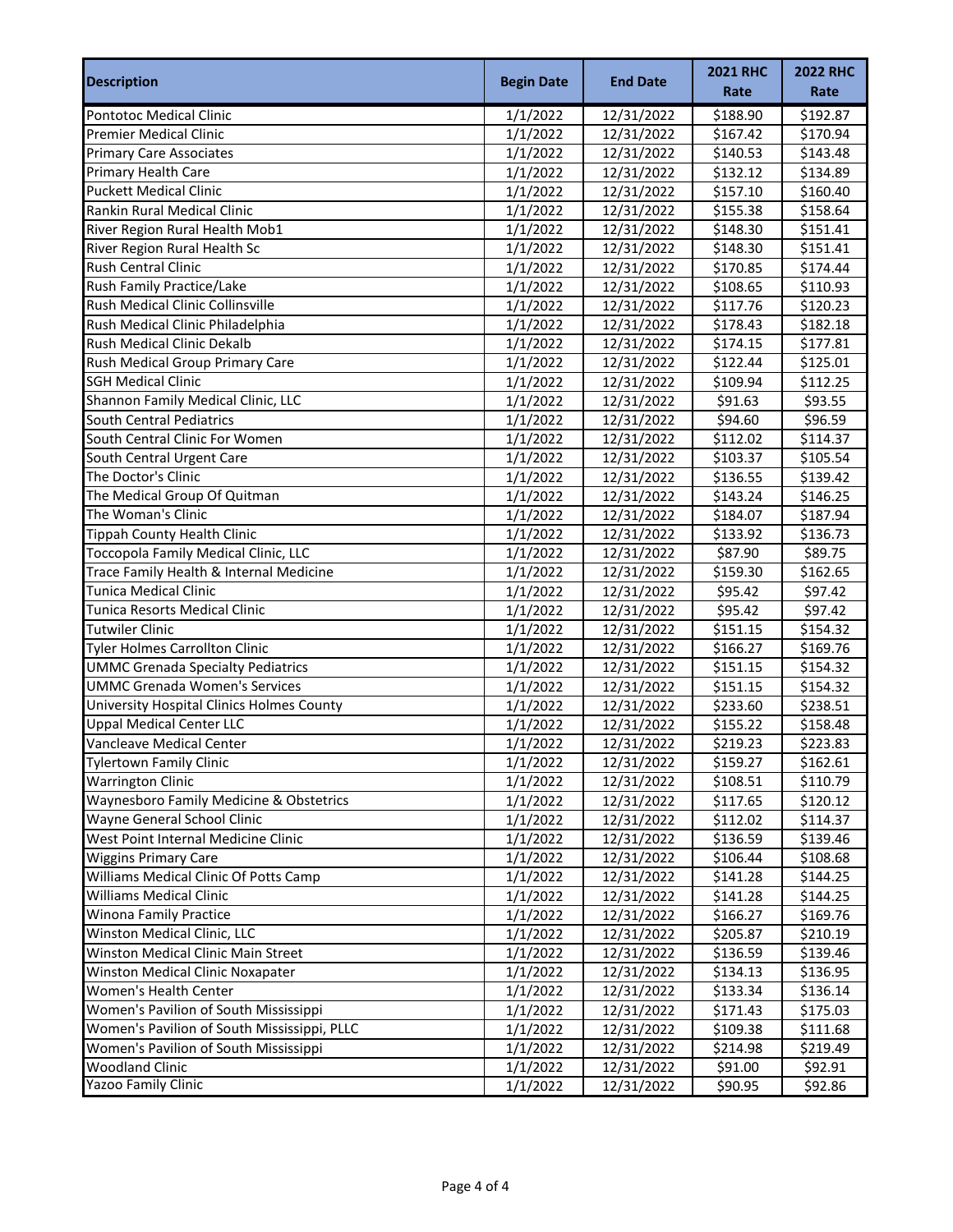| Description | Begin Date | End Date | 2021 RHC Rate | 2022 RHC Rate |
|---|---|---|---|---|
| Pontotoc Medical Clinic | 1/1/2022 | 12/31/2022 | $188.90 | $192.87 |
| Premier Medical Clinic | 1/1/2022 | 12/31/2022 | $167.42 | $170.94 |
| Primary Care Associates | 1/1/2022 | 12/31/2022 | $140.53 | $143.48 |
| Primary Health Care | 1/1/2022 | 12/31/2022 | $132.12 | $134.89 |
| Puckett Medical Clinic | 1/1/2022 | 12/31/2022 | $157.10 | $160.40 |
| Rankin Rural Medical Clinic | 1/1/2022 | 12/31/2022 | $155.38 | $158.64 |
| River Region Rural Health Mob1 | 1/1/2022 | 12/31/2022 | $148.30 | $151.41 |
| River Region Rural Health Sc | 1/1/2022 | 12/31/2022 | $148.30 | $151.41 |
| Rush Central Clinic | 1/1/2022 | 12/31/2022 | $170.85 | $174.44 |
| Rush Family Practice/Lake | 1/1/2022 | 12/31/2022 | $108.65 | $110.93 |
| Rush Medical Clinic Collinsville | 1/1/2022 | 12/31/2022 | $117.76 | $120.23 |
| Rush Medical Clinic Philadelphia | 1/1/2022 | 12/31/2022 | $178.43 | $182.18 |
| Rush Medical Clinic Dekalb | 1/1/2022 | 12/31/2022 | $174.15 | $177.81 |
| Rush Medical Group Primary Care | 1/1/2022 | 12/31/2022 | $122.44 | $125.01 |
| SGH Medical Clinic | 1/1/2022 | 12/31/2022 | $109.94 | $112.25 |
| Shannon Family Medical Clinic, LLC | 1/1/2022 | 12/31/2022 | $91.63 | $93.55 |
| South Central Pediatrics | 1/1/2022 | 12/31/2022 | $94.60 | $96.59 |
| South Central Clinic For Women | 1/1/2022 | 12/31/2022 | $112.02 | $114.37 |
| South Central Urgent Care | 1/1/2022 | 12/31/2022 | $103.37 | $105.54 |
| The Doctor's Clinic | 1/1/2022 | 12/31/2022 | $136.55 | $139.42 |
| The Medical Group Of Quitman | 1/1/2022 | 12/31/2022 | $143.24 | $146.25 |
| The Woman's Clinic | 1/1/2022 | 12/31/2022 | $184.07 | $187.94 |
| Tippah County Health Clinic | 1/1/2022 | 12/31/2022 | $133.92 | $136.73 |
| Toccopola Family Medical Clinic, LLC | 1/1/2022 | 12/31/2022 | $87.90 | $89.75 |
| Trace Family Health & Internal Medicine | 1/1/2022 | 12/31/2022 | $159.30 | $162.65 |
| Tunica Medical Clinic | 1/1/2022 | 12/31/2022 | $95.42 | $97.42 |
| Tunica Resorts Medical Clinic | 1/1/2022 | 12/31/2022 | $95.42 | $97.42 |
| Tutwiler Clinic | 1/1/2022 | 12/31/2022 | $151.15 | $154.32 |
| Tyler Holmes Carrollton Clinic | 1/1/2022 | 12/31/2022 | $166.27 | $169.76 |
| UMMC Grenada Specialty Pediatrics | 1/1/2022 | 12/31/2022 | $151.15 | $154.32 |
| UMMC Grenada Women's Services | 1/1/2022 | 12/31/2022 | $151.15 | $154.32 |
| University Hospital Clinics Holmes County | 1/1/2022 | 12/31/2022 | $233.60 | $238.51 |
| Uppal Medical Center LLC | 1/1/2022 | 12/31/2022 | $155.22 | $158.48 |
| Vancleave Medical Center | 1/1/2022 | 12/31/2022 | $219.23 | $223.83 |
| Tylertown Family Clinic | 1/1/2022 | 12/31/2022 | $159.27 | $162.61 |
| Warrington Clinic | 1/1/2022 | 12/31/2022 | $108.51 | $110.79 |
| Waynesboro Family Medicine & Obstetrics | 1/1/2022 | 12/31/2022 | $117.65 | $120.12 |
| Wayne General School Clinic | 1/1/2022 | 12/31/2022 | $112.02 | $114.37 |
| West Point Internal Medicine Clinic | 1/1/2022 | 12/31/2022 | $136.59 | $139.46 |
| Wiggins Primary Care | 1/1/2022 | 12/31/2022 | $106.44 | $108.68 |
| Williams Medical Clinic Of Potts Camp | 1/1/2022 | 12/31/2022 | $141.28 | $144.25 |
| Williams Medical Clinic | 1/1/2022 | 12/31/2022 | $141.28 | $144.25 |
| Winona Family Practice | 1/1/2022 | 12/31/2022 | $166.27 | $169.76 |
| Winston Medical Clinic, LLC | 1/1/2022 | 12/31/2022 | $205.87 | $210.19 |
| Winston Medical Clinic Main Street | 1/1/2022 | 12/31/2022 | $136.59 | $139.46 |
| Winston Medical Clinic Noxapater | 1/1/2022 | 12/31/2022 | $134.13 | $136.95 |
| Women's Health Center | 1/1/2022 | 12/31/2022 | $133.34 | $136.14 |
| Women's Pavilion of South Mississippi | 1/1/2022 | 12/31/2022 | $171.43 | $175.03 |
| Women's Pavilion of South Mississippi, PLLC | 1/1/2022 | 12/31/2022 | $109.38 | $111.68 |
| Women's Pavilion of South Mississippi | 1/1/2022 | 12/31/2022 | $214.98 | $219.49 |
| Woodland Clinic | 1/1/2022 | 12/31/2022 | $91.00 | $92.91 |
| Yazoo Family Clinic | 1/1/2022 | 12/31/2022 | $90.95 | $92.86 |